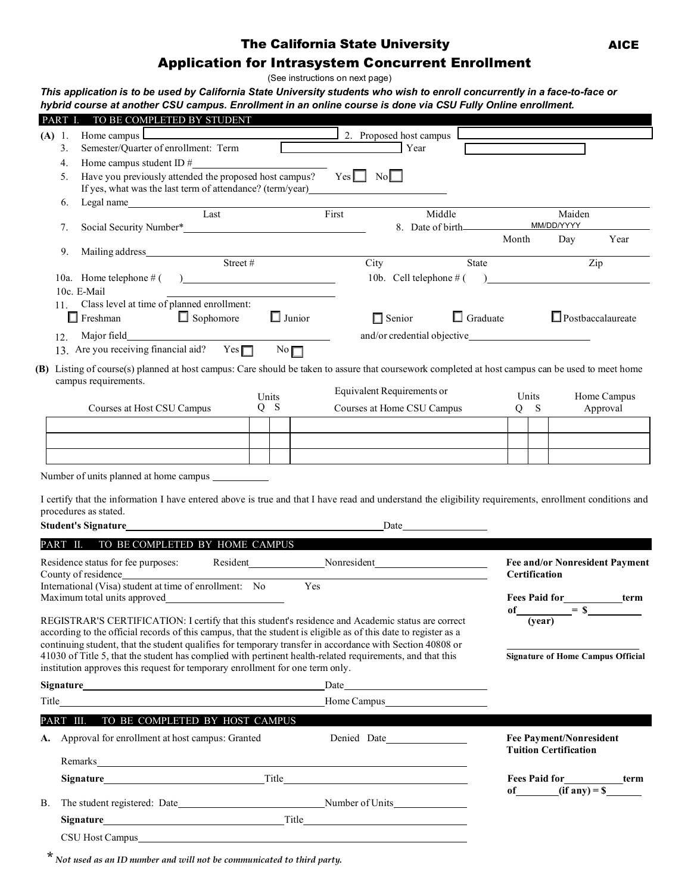# The California State University

# Application for Intrasystem Concurrent Enrollment

**AICE**

(See instructions on next page)

***This application is to be used by California State University students who wish to enroll concurrently in a face-to-face or hybrid course at another CSU campus. Enrollment in an online course is done via CSU Fully Online enrollment.***

## PART I. TO BE COMPLETED BY STUDENT

**(A)**

1. Home campus ______________ 2. Proposed host campus ______________
3. Semester/Quarter of enrollment: Term ______________ Year ______________
4. Home campus student ID # ______________
5. Have you previously attended the proposed host campus? Yes ☐ No ☐
   If yes, what was the last term of attendance? (term/year) ______________
6. Legal name ______________
   Last First Middle Maiden
7. Social Security Number* ______________ 8. Date of birth ______________ MM/DD/YYYY
   Month Day Year
9. Mailing address ______________
   Street # City State Zip

10a. Home telephone # ( ) ______________ 10b. Cell telephone # ( ) ______________

10c. E-Mail ______________

11. Class level at time of planned enrollment:
    ☐ Freshman ☐ Sophomore ☐ Junior ☐ Senior ☐ Graduate ☐ Postbaccalaureate
12. Major field ______________ and/or credential objective ______________
13. Are you receiving financial aid? Yes ☐ No ☐

**(B)** Listing of course(s) planned at host campus: Care should be taken to assure that coursework completed at host campus can be used to meet home campus requirements.

| Courses at Host CSU Campus | Units Q | Units S | Equivalent Requirements or Courses at Home CSU Campus | Units Q | Units S | Home Campus Approval |
|---|---|---|---|---|---|---|
| | | | | | | |
| | | | | | | |
| | | | | | | |

Number of units planned at home campus ______________

I certify that the information I have entered above is true and that I have read and understand the eligibility requirements, enrollment conditions and procedures as stated.

**Student's Signature** ______________ Date ______________

## PART II. TO BE COMPLETED BY HOME CAMPUS

Residence status for fee purposes: Resident ______________ Nonresident ______________

County of residence ______________

International (Visa) student at time of enrollment: No Yes

Maximum total units approved ______________

REGISTRAR'S CERTIFICATION: I certify that this student's residence and Academic status are correct according to the official records of this campus, that the student is eligible as of this date to register as a continuing student, that the student qualifies for temporary transfer in accordance with Section 40808 or 41030 of Title 5, that the student has complied with pertinent health-related requirements, and that this institution approves this request for temporary enrollment for one term only.

**Signature** ______________ Date ______________

Title ______________ Home Campus ______________

**Fee and/or Nonresident Payment Certification**

**Fees Paid for** ______________ **term of** ______________ **(year) = $** ______________

______________

**Signature of Home Campus Official**

## PART III. TO BE COMPLETED BY HOST CAMPUS

**A.** Approval for enrollment at host campus: Granted Denied Date ______________

Remarks ______________

**Signature** ______________ Title ______________

**B.** The student registered: Date ______________ Number of Units ______________

**Signature** ______________ Title ______________

CSU Host Campus ______________

**Fee Payment/Nonresident Tuition Certification**

**Fees Paid for** ______________ **term of** ______________ **(if any) = $** ______________

\* *Not used as an ID number and will not be communicated to third party.*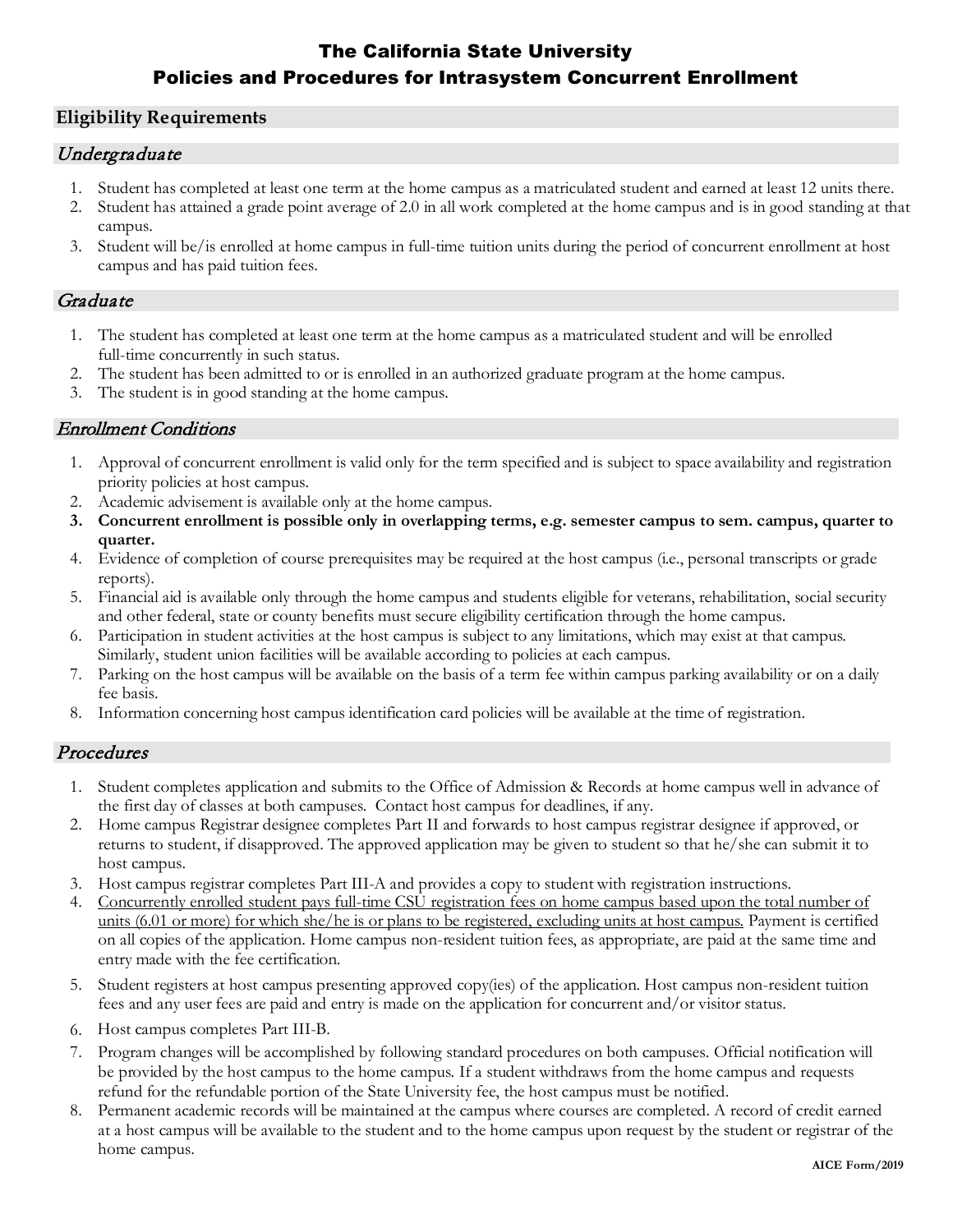# The California State University
## Policies and Procedures for Intrasystem Concurrent Enrollment

## Eligibility Requirements

### *Undergraduate*

1. Student has completed at least one term at the home campus as a matriculated student and earned at least 12 units there.
2. Student has attained a grade point average of 2.0 in all work completed at the home campus and is in good standing at that campus.
3. Student will be/is enrolled at home campus in full-time tuition units during the period of concurrent enrollment at host campus and has paid tuition fees.

### *Graduate*

1. The student has completed at least one term at the home campus as a matriculated student and will be enrolled full-time concurrently in such status.
2. The student has been admitted to or is enrolled in an authorized graduate program at the home campus.
3. The student is in good standing at the home campus.

### *Enrollment Conditions*

1. Approval of concurrent enrollment is valid only for the term specified and is subject to space availability and registration priority policies at host campus.
2. Academic advisement is available only at the home campus.
3. **Concurrent enrollment is possible only in overlapping terms, e.g. semester campus to sem. campus, quarter to quarter.**
4. Evidence of completion of course prerequisites may be required at the host campus (i.e., personal transcripts or grade reports).
5. Financial aid is available only through the home campus and students eligible for veterans, rehabilitation, social security and other federal, state or county benefits must secure eligibility certification through the home campus.
6. Participation in student activities at the host campus is subject to any limitations, which may exist at that campus. Similarly, student union facilities will be available according to policies at each campus.
7. Parking on the host campus will be available on the basis of a term fee within campus parking availability or on a daily fee basis.
8. Information concerning host campus identification card policies will be available at the time of registration.

### *Procedures*

1. Student completes application and submits to the Office of Admission & Records at home campus well in advance of the first day of classes at both campuses. Contact host campus for deadlines, if any.
2. Home campus Registrar designee completes Part II and forwards to host campus registrar designee if approved, or returns to student, if disapproved. The approved application may be given to student so that he/she can submit it to host campus.
3. Host campus registrar completes Part III-A and provides a copy to student with registration instructions.
4. <u>Concurrently enrolled student pays full-time CSU registration fees on home campus based upon the total number of units (6.01 or more) for which she/he is or plans to be registered, excluding units at host campus.</u> Payment is certified on all copies of the application. Home campus non-resident tuition fees, as appropriate, are paid at the same time and entry made with the fee certification.
5. Student registers at host campus presenting approved copy(ies) of the application. Host campus non-resident tuition fees and any user fees are paid and entry is made on the application for concurrent and/or visitor status.
6. Host campus completes Part III-B.
7. Program changes will be accomplished by following standard procedures on both campuses. Official notification will be provided by the host campus to the home campus. If a student withdraws from the home campus and requests refund for the refundable portion of the State University fee, the host campus must be notified.
8. Permanent academic records will be maintained at the campus where courses are completed. A record of credit earned at a host campus will be available to the student and to the home campus upon request by the student or registrar of the home campus.

AICE Form/2019